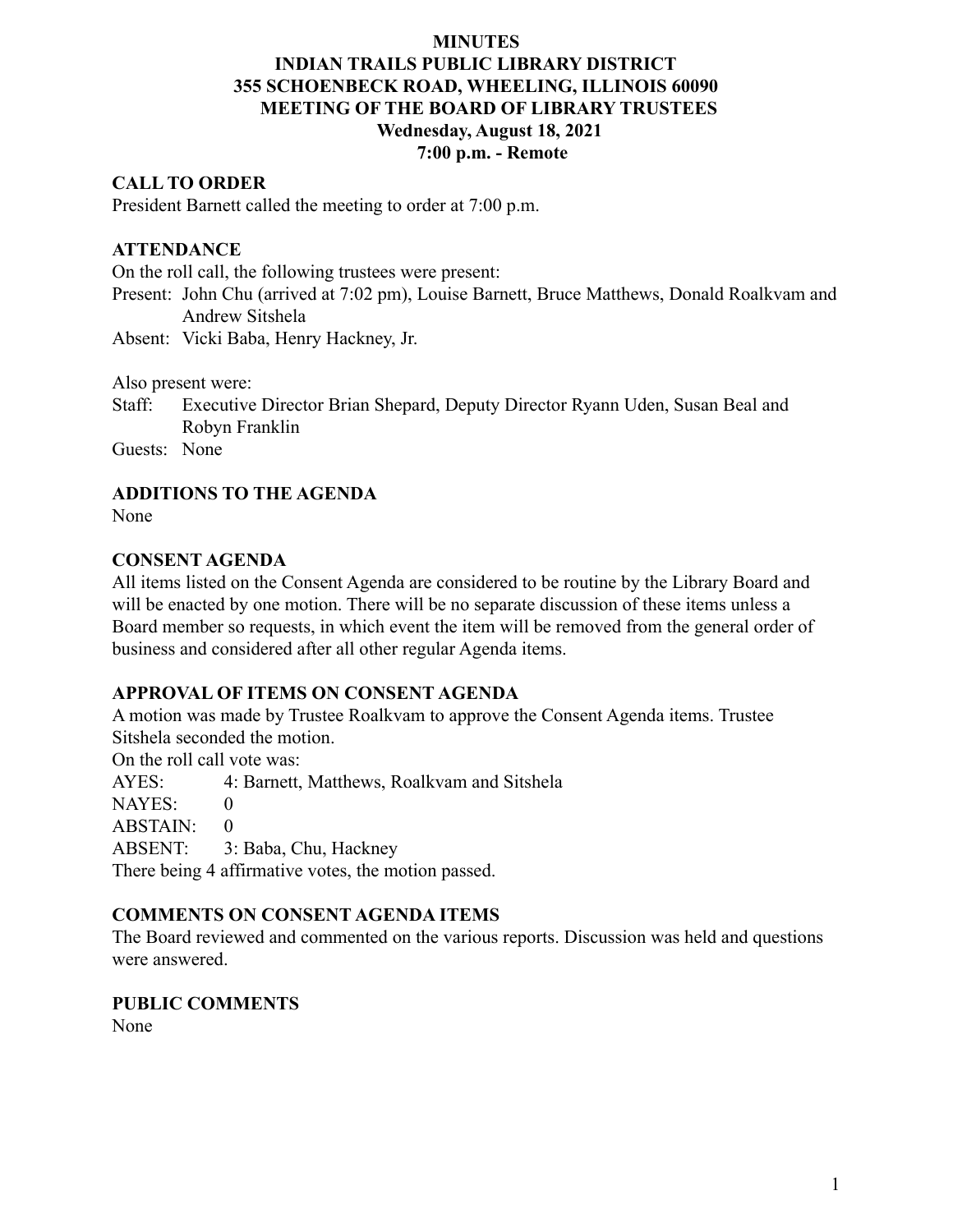# MINUTES
## INDIAN TRAILS PUBLIC LIBRARY DISTRICT
## 355 SCHOENBECK ROAD, WHEELING, ILLINOIS 60090
## MEETING OF THE BOARD OF LIBRARY TRUSTEES
## Wednesday, August 18, 2021
## 7:00 p.m. - Remote

### CALL TO ORDER
President Barnett called the meeting to order at 7:00 p.m.

### ATTENDANCE
On the roll call, the following trustees were present:

Present: John Chu (arrived at 7:02 pm), Louise Barnett, Bruce Matthews, Donald Roalkvam and Andrew Sitshela

Absent: Vicki Baba, Henry Hackney, Jr.

Also present were:

Staff: Executive Director Brian Shepard, Deputy Director Ryann Uden, Susan Beal and Robyn Franklin

Guests: None

### ADDITIONS TO THE AGENDA
None

### CONSENT AGENDA
All items listed on the Consent Agenda are considered to be routine by the Library Board and will be enacted by one motion. There will be no separate discussion of these items unless a Board member so requests, in which event the item will be removed from the general order of business and considered after all other regular Agenda items.

### APPROVAL OF ITEMS ON CONSENT AGENDA
A motion was made by Trustee Roalkvam to approve the Consent Agenda items. Trustee Sitshela seconded the motion.

On the roll call vote was:

AYES: 4: Barnett, Matthews, Roalkvam and Sitshela

NAYES: 0

ABSTAIN: 0

ABSENT: 3: Baba, Chu, Hackney

There being 4 affirmative votes, the motion passed.

### COMMENTS ON CONSENT AGENDA ITEMS
The Board reviewed and commented on the various reports. Discussion was held and questions were answered.

### PUBLIC COMMENTS
None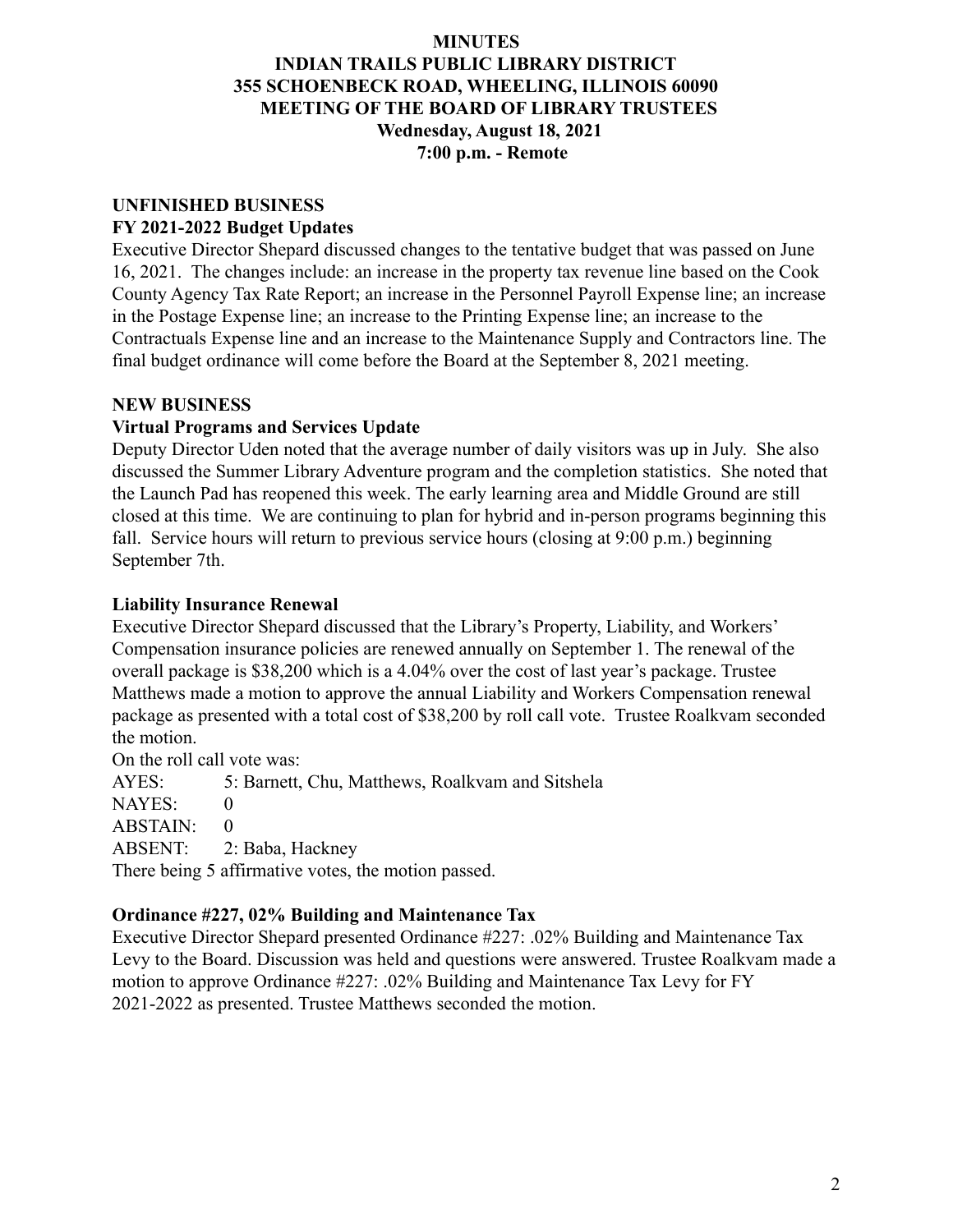**MINUTES**
**INDIAN TRAILS PUBLIC LIBRARY DISTRICT**
**355 SCHOENBECK ROAD, WHEELING, ILLINOIS 60090**
**MEETING OF THE BOARD OF LIBRARY TRUSTEES**
**Wednesday, August 18, 2021**
**7:00 p.m. - Remote**

## UNFINISHED BUSINESS

### FY 2021-2022 Budget Updates

Executive Director Shepard discussed changes to the tentative budget that was passed on June 16, 2021. The changes include: an increase in the property tax revenue line based on the Cook County Agency Tax Rate Report; an increase in the Personnel Payroll Expense line; an increase in the Postage Expense line; an increase to the Printing Expense line; an increase to the Contractuals Expense line and an increase to the Maintenance Supply and Contractors line. The final budget ordinance will come before the Board at the September 8, 2021 meeting.

## NEW BUSINESS

### Virtual Programs and Services Update

Deputy Director Uden noted that the average number of daily visitors was up in July. She also discussed the Summer Library Adventure program and the completion statistics. She noted that the Launch Pad has reopened this week. The early learning area and Middle Ground are still closed at this time. We are continuing to plan for hybrid and in-person programs beginning this fall. Service hours will return to previous service hours (closing at 9:00 p.m.) beginning September 7th.

### Liability Insurance Renewal

Executive Director Shepard discussed that the Library's Property, Liability, and Workers' Compensation insurance policies are renewed annually on September 1. The renewal of the overall package is $38,200 which is a 4.04% over the cost of last year's package. Trustee Matthews made a motion to approve the annual Liability and Workers Compensation renewal package as presented with a total cost of $38,200 by roll call vote. Trustee Roalkvam seconded the motion.

On the roll call vote was:

AYES: 5: Barnett, Chu, Matthews, Roalkvam and Sitshela
NAYES: 0
ABSTAIN: 0
ABSENT: 2: Baba, Hackney

There being 5 affirmative votes, the motion passed.

### Ordinance #227, 02% Building and Maintenance Tax

Executive Director Shepard presented Ordinance #227: .02% Building and Maintenance Tax Levy to the Board. Discussion was held and questions were answered. Trustee Roalkvam made a motion to approve Ordinance #227: .02% Building and Maintenance Tax Levy for FY 2021-2022 as presented. Trustee Matthews seconded the motion.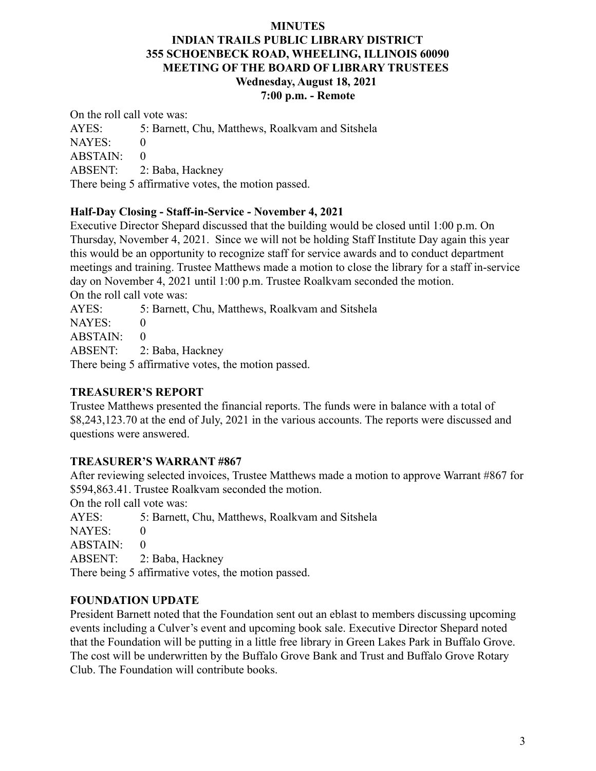# MINUTES
## INDIAN TRAILS PUBLIC LIBRARY DISTRICT
## 355 SCHOENBECK ROAD, WHEELING, ILLINOIS 60090
## MEETING OF THE BOARD OF LIBRARY TRUSTEES
### Wednesday, August 18, 2021
### 7:00 p.m. - Remote

On the roll call vote was:

AYES: 5: Barnett, Chu, Matthews, Roalkvam and Sitshela
NAYES: 0
ABSTAIN: 0
ABSENT: 2: Baba, Hackney

There being 5 affirmative votes, the motion passed.

**Half-Day Closing - Staff-in-Service - November 4, 2021**

Executive Director Shepard discussed that the building would be closed until 1:00 p.m. On Thursday, November 4, 2021. Since we will not be holding Staff Institute Day again this year this would be an opportunity to recognize staff for service awards and to conduct department meetings and training. Trustee Matthews made a motion to close the library for a staff in-service day on November 4, 2021 until 1:00 p.m. Trustee Roalkvam seconded the motion.

On the roll call vote was:

AYES: 5: Barnett, Chu, Matthews, Roalkvam and Sitshela
NAYES: 0
ABSTAIN: 0
ABSENT: 2: Baba, Hackney

There being 5 affirmative votes, the motion passed.

**TREASURER'S REPORT**

Trustee Matthews presented the financial reports. The funds were in balance with a total of \$8,243,123.70 at the end of July, 2021 in the various accounts. The reports were discussed and questions were answered.

**TREASURER'S WARRANT #867**

After reviewing selected invoices, Trustee Matthews made a motion to approve Warrant #867 for \$594,863.41. Trustee Roalkvam seconded the motion.

On the roll call vote was:

AYES: 5: Barnett, Chu, Matthews, Roalkvam and Sitshela
NAYES: 0
ABSTAIN: 0
ABSENT: 2: Baba, Hackney

There being 5 affirmative votes, the motion passed.

**FOUNDATION UPDATE**

President Barnett noted that the Foundation sent out an eblast to members discussing upcoming events including a Culver's event and upcoming book sale. Executive Director Shepard noted that the Foundation will be putting in a little free library in Green Lakes Park in Buffalo Grove. The cost will be underwritten by the Buffalo Grove Bank and Trust and Buffalo Grove Rotary Club. The Foundation will contribute books.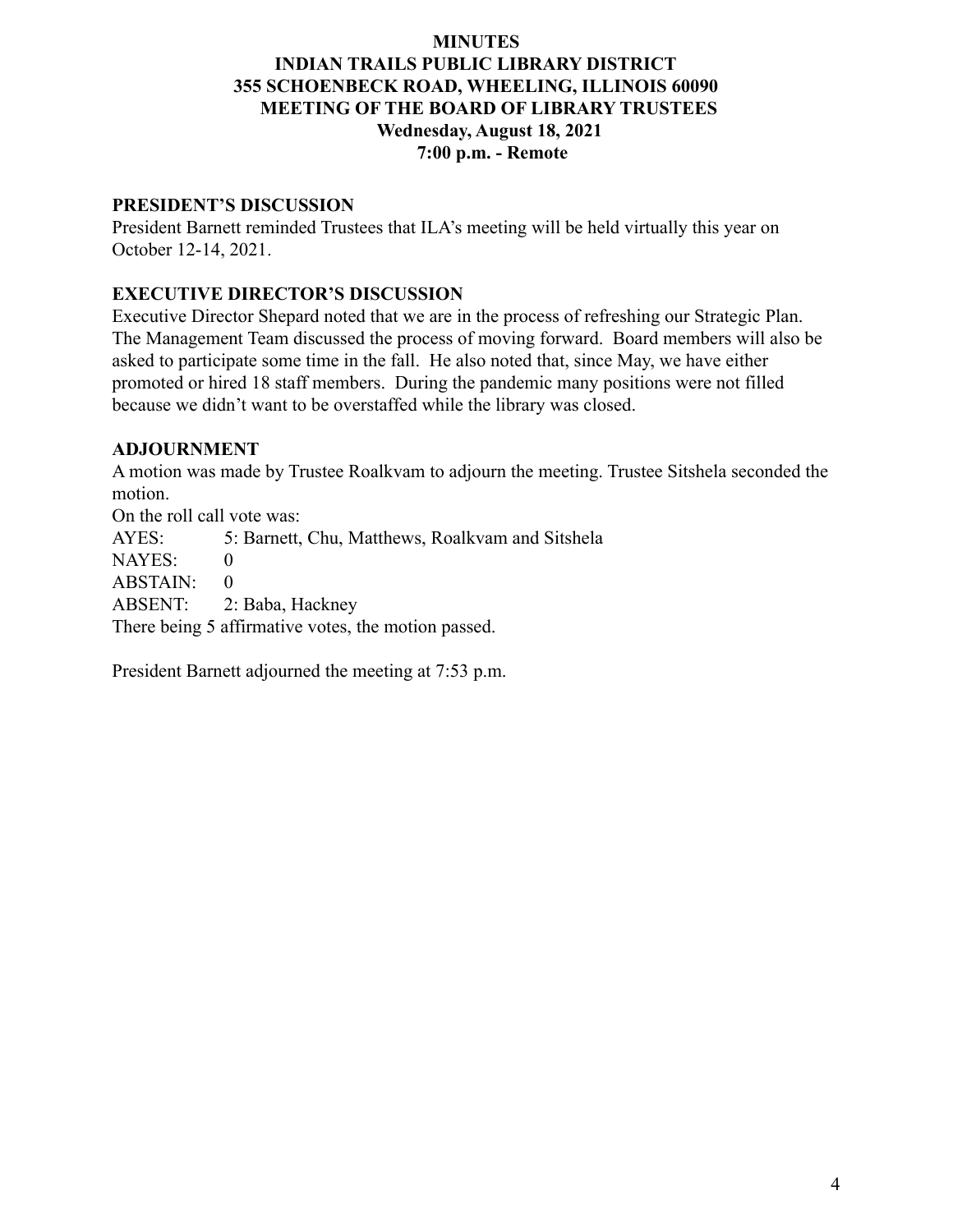**MINUTES**
**INDIAN TRAILS PUBLIC LIBRARY DISTRICT**
**355 SCHOENBECK ROAD, WHEELING, ILLINOIS 60090**
**MEETING OF THE BOARD OF LIBRARY TRUSTEES**
**Wednesday, August 18, 2021**
**7:00 p.m. - Remote**

## PRESIDENT'S DISCUSSION

President Barnett reminded Trustees that ILA's meeting will be held virtually this year on October 12-14, 2021.

## EXECUTIVE DIRECTOR'S DISCUSSION

Executive Director Shepard noted that we are in the process of refreshing our Strategic Plan. The Management Team discussed the process of moving forward. Board members will also be asked to participate some time in the fall. He also noted that, since May, we have either promoted or hired 18 staff members. During the pandemic many positions were not filled because we didn't want to be overstaffed while the library was closed.

## ADJOURNMENT

A motion was made by Trustee Roalkvam to adjourn the meeting. Trustee Sitshela seconded the motion.

On the roll call vote was:

AYES: 5: Barnett, Chu, Matthews, Roalkvam and Sitshela
NAYES: 0
ABSTAIN: 0
ABSENT: 2: Baba, Hackney

There being 5 affirmative votes, the motion passed.

President Barnett adjourned the meeting at 7:53 p.m.